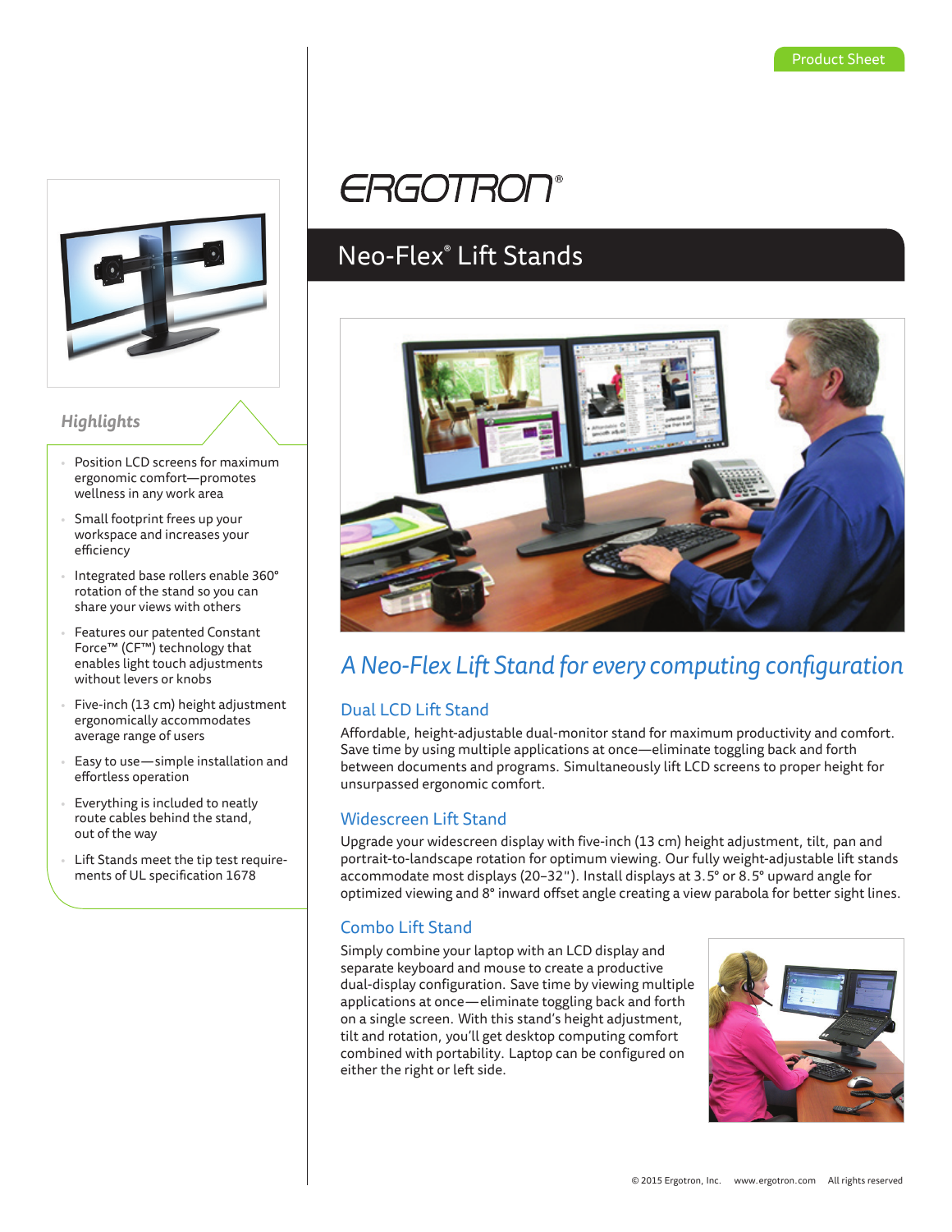Product Sheet

ERGOTRON®

# Neo-Flex® Lift Stands

## *Highlights*

- Position LCD screens for maximum ergonomic comfort—promotes wellness in any work area
- Small footprint frees up your workspace and increases your efficiency
- Integrated base rollers enable 360° rotation of the stand so you can share your views with others
- Features our patented Constant Force™ (CF™) technology that enables light touch adjustments without levers or knobs
- Five-inch (13 cm) height adjustment ergonomically accommodates average range of users
- Easy to use—simple installation and effortless operation
- Everything is included to neatly route cables behind the stand, out of the way
- Lift Stands meet the tip test requirements of UL specification 1678

## *A Neo-Flex Lift Stand for every computing configuration*

### Dual LCD Lift Stand

Affordable, height-adjustable dual-monitor stand for maximum productivity and comfort. Save time by using multiple applications at once—eliminate toggling back and forth between documents and programs. Simultaneously lift LCD screens to proper height for unsurpassed ergonomic comfort.

### Widescreen Lift Stand

Upgrade your widescreen display with five-inch (13 cm) height adjustment, tilt, pan and portrait-to-landscape rotation for optimum viewing. Our fully weight-adjustable lift stands accommodate most displays (20–32"). Install displays at 3.5° or 8.5° upward angle for optimized viewing and 8° inward offset angle creating a view parabola for better sight lines.

### Combo Lift Stand

Simply combine your laptop with an LCD display and separate keyboard and mouse to create a productive dual-display configuration. Save time by viewing multiple applications at once—eliminate toggling back and forth on a single screen. With this stand's height adjustment, tilt and rotation, you'll get desktop computing comfort combined with portability. Laptop can be configured on either the right or left side.

© 2015 Ergotron, Inc. www.ergotron.com All rights reserved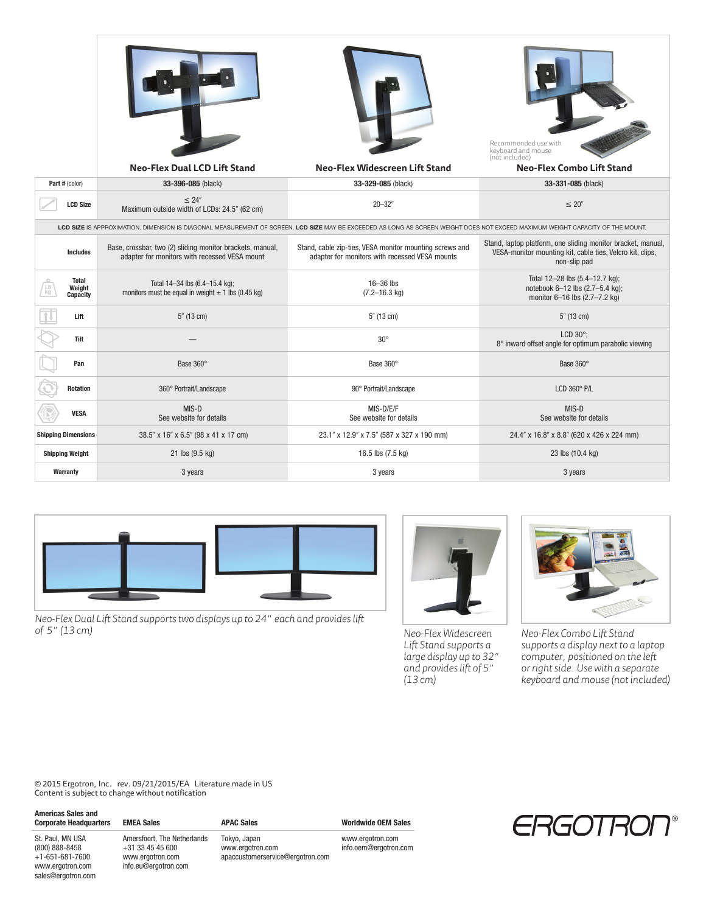| | Neo-Flex Dual LCD Lift Stand | Neo-Flex Widescreen Lift Stand | Neo-Flex Combo Lift Stand |
|---|---|---|---|
| | | | Recommended use with keyboard and mouse (not included) |
| **Part #** (color) | **33-396-085** (black) | **33-329-085** (black) | **33-331-085** (black) |
| **LCD Size** | ≤ 24″<br>Maximum outside width of LCDs: 24.5″ (62 cm) | 20–32″ | ≤ 20″ |
| **LCD SIZE** IS APPROXIMATION. DIMENSION IS DIAGONAL MEASUREMENT OF SCREEN. **LCD SIZE** MAY BE EXCEEDED AS LONG AS SCREEN WEIGHT DOES NOT EXCEED MAXIMUM WEIGHT CAPACITY OF THE MOUNT. | | | |
| **Includes** | Base, crossbar, two (2) sliding monitor brackets, manual, adapter for monitors with recessed VESA mount | Stand, cable zip-ties, VESA monitor mounting screws and adapter for monitors with recessed VESA mounts | Stand, laptop platform, one sliding monitor bracket, manual, VESA-monitor mounting kit, cable ties, Velcro kit, clips, non-slip pad |
| **Total Weight Capacity** | Total 14–34 lbs (6.4–15.4 kg);<br>monitors must be equal in weight ± 1 lbs (0.45 kg) | 16–36 lbs<br>(7.2–16.3 kg) | Total 12–28 lbs (5.4–12.7 kg);<br>notebook 6–12 lbs (2.7–5.4 kg);<br>monitor 6–16 lbs (2.7–7.2 kg) |
| **Lift** | 5″ (13 cm) | 5″ (13 cm) | 5″ (13 cm) |
| **Tilt** | — | 30° | LCD 30°;<br>8° inward offset angle for optimum parabolic viewing |
| **Pan** | Base 360° | Base 360° | Base 360° |
| **Rotation** | 360° Portrait/Landscape | 90° Portrait/Landscape | LCD 360° P/L |
| **VESA** | MIS-D<br>See website for details | MIS-D/E/F<br>See website for details | MIS-D<br>See website for details |
| **Shipping Dimensions** | 38.5″ x 16″ x 6.5″ (98 x 41 x 17 cm) | 23.1″ x 12.9″ x 7.5″ (587 x 327 x 190 mm) | 24.4″ x 16.8″ x 8.8″ (620 x 426 x 224 mm) |
| **Shipping Weight** | 21 lbs (9.5 kg) | 16.5 lbs (7.5 kg) | 23 lbs (10.4 kg) |
| **Warranty** | 3 years | 3 years | 3 years |

*Neo-Flex Dual Lift Stand supports two displays up to 24″ each and provides lift of 5″ (13 cm)*

*Neo-Flex Widescreen Lift Stand supports a large display up to 32″ and provides lift of 5″ (13 cm)*

*Neo-Flex Combo Lift Stand supports a display next to a laptop computer, positioned on the left or right side. Use with a separate keyboard and mouse (not included)*

© 2015 Ergotron, Inc. rev. 09/21/2015/EA Literature made in US
Content is subject to change without notification

**Americas Sales and Corporate Headquarters**
St. Paul, MN USA
(800) 888-8458
+1-651-681-7600
www.ergotron.com
sales@ergotron.com

**EMEA Sales**
Amersfoort, The Netherlands
+31 33 45 45 600
www.ergotron.com
info.eu@ergotron.com

**APAC Sales**
Tokyo, Japan
www.ergotron.com
apaccustomerservice@ergotron.com

**Worldwide OEM Sales**
www.ergotron.com
info.oem@ergotron.com

ERGOTRON®